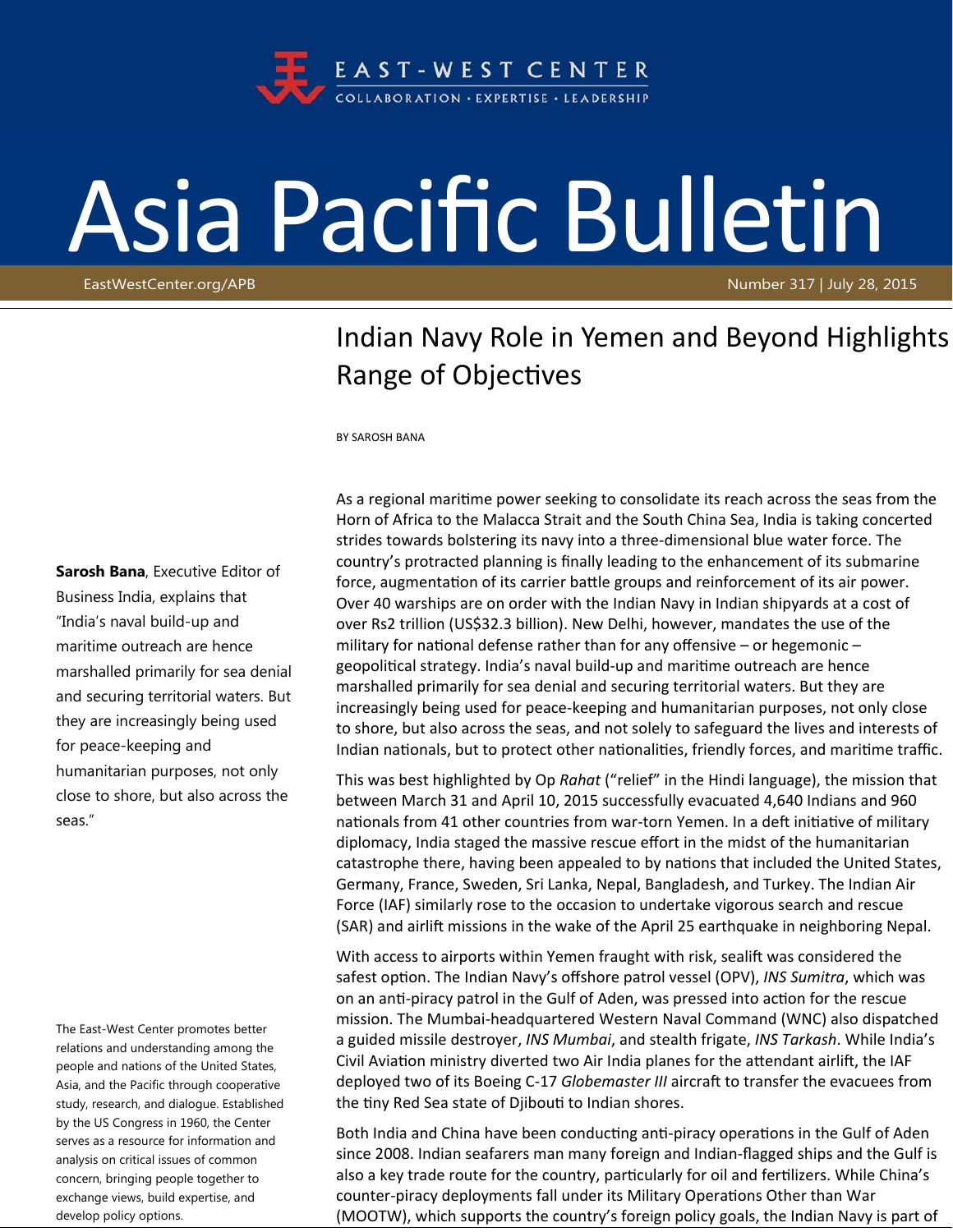EAST-WEST CENTER

COLLABORATION · EXPERTISE · LEADERSHIP

# Asia Pacific Bulletin

EastWestCenter.org/APB

Number 317 | July 28, 2015

## Indian Navy Role in Yemen and Beyond Highlights Range of Objectives

BY SAROSH BANA

As a regional maritime power seeking to consolidate its reach across the seas from the Horn of Africa to the Malacca Strait and the South China Sea, India is taking concerted strides towards bolstering its navy into a three-dimensional blue water force. The country's protracted planning is finally leading to the enhancement of its submarine force, augmentation of its carrier battle groups and reinforcement of its air power. Over 40 warships are on order with the Indian Navy in Indian shipyards at a cost of over Rs2 trillion (US$32.3 billion). New Delhi, however, mandates the use of the military for national defense rather than for any offensive – or hegemonic – geopolitical strategy. India's naval build-up and maritime outreach are hence marshalled primarily for sea denial and securing territorial waters. But they are increasingly being used for peace-keeping and humanitarian purposes, not only close to shore, but also across the seas, and not solely to safeguard the lives and interests of Indian nationals, but to protect other nationalities, friendly forces, and maritime traffic.

**Sarosh Bana**, Executive Editor of Business India, explains that "India's naval build-up and maritime outreach are hence marshalled primarily for sea denial and securing territorial waters. But they are increasingly being used for peace-keeping and humanitarian purposes, not only close to shore, but also across the seas."

This was best highlighted by Op *Rahat* ("relief" in the Hindi language), the mission that between March 31 and April 10, 2015 successfully evacuated 4,640 Indians and 960 nationals from 41 other countries from war-torn Yemen. In a deft initiative of military diplomacy, India staged the massive rescue effort in the midst of the humanitarian catastrophe there, having been appealed to by nations that included the United States, Germany, France, Sweden, Sri Lanka, Nepal, Bangladesh, and Turkey. The Indian Air Force (IAF) similarly rose to the occasion to undertake vigorous search and rescue (SAR) and airlift missions in the wake of the April 25 earthquake in neighboring Nepal.

With access to airports within Yemen fraught with risk, sealift was considered the safest option. The Indian Navy's offshore patrol vessel (OPV), *INS Sumitra*, which was on an anti-piracy patrol in the Gulf of Aden, was pressed into action for the rescue mission. The Mumbai-headquartered Western Naval Command (WNC) also dispatched a guided missile destroyer, *INS Mumbai*, and stealth frigate, *INS Tarkash*. While India's Civil Aviation ministry diverted two Air India planes for the attendant airlift, the IAF deployed two of its Boeing C-17 *Globemaster III* aircraft to transfer the evacuees from the tiny Red Sea state of Djibouti to Indian shores.

Both India and China have been conducting anti-piracy operations in the Gulf of Aden since 2008. Indian seafarers man many foreign and Indian-flagged ships and the Gulf is also a key trade route for the country, particularly for oil and fertilizers. While China's counter-piracy deployments fall under its Military Operations Other than War (MOOTW), which supports the country's foreign policy goals, the Indian Navy is part of

The East-West Center promotes better relations and understanding among the people and nations of the United States, Asia, and the Pacific through cooperative study, research, and dialogue. Established by the US Congress in 1960, the Center serves as a resource for information and analysis on critical issues of common concern, bringing people together to exchange views, build expertise, and develop policy options.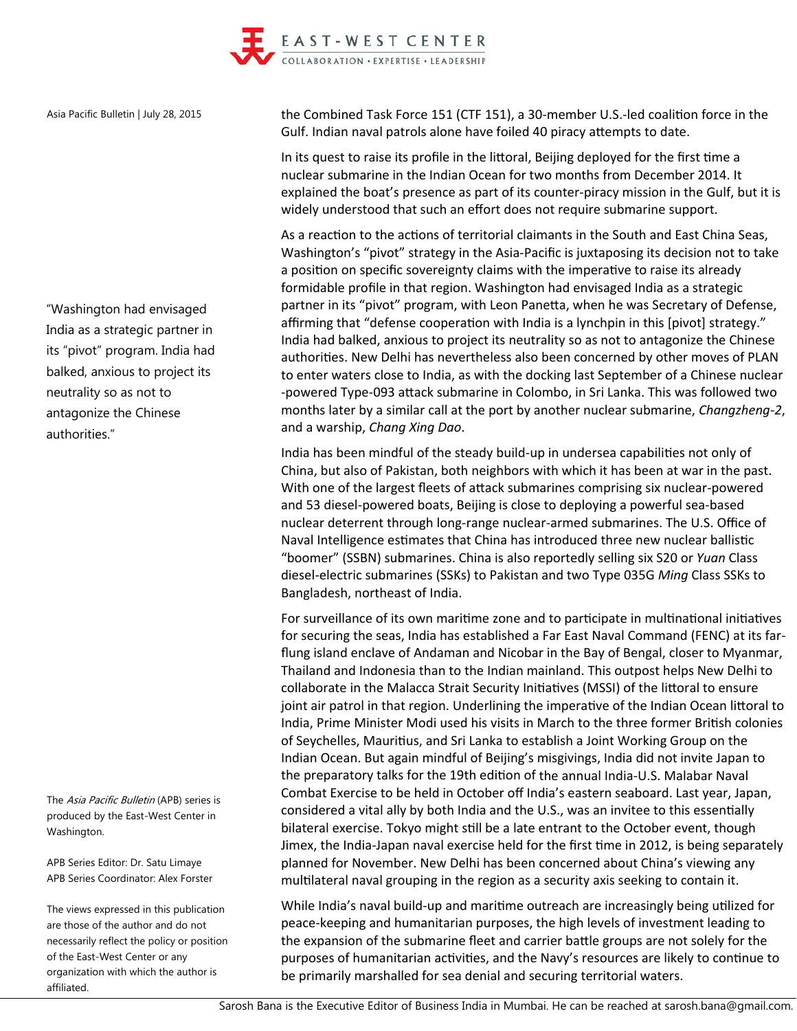the Combined Task Force 151 (CTF 151), a 30-member U.S.-led coalition force in the Gulf. Indian naval patrols alone have foiled 40 piracy attempts to date.

In its quest to raise its profile in the littoral, Beijing deployed for the first time a nuclear submarine in the Indian Ocean for two months from December 2014. It explained the boat's presence as part of its counter-piracy mission in the Gulf, but it is widely understood that such an effort does not require submarine support.

As a reaction to the actions of territorial claimants in the South and East China Seas, Washington's "pivot" strategy in the Asia-Pacific is juxtaposing its decision not to take a position on specific sovereignty claims with the imperative to raise its already formidable profile in that region. Washington had envisaged India as a strategic partner in its "pivot" program, with Leon Panetta, when he was Secretary of Defense, affirming that "defense cooperation with India is a lynchpin in this [pivot] strategy." India had balked, anxious to project its neutrality so as not to antagonize the Chinese authorities. New Delhi has nevertheless also been concerned by other moves of PLAN to enter waters close to India, as with the docking last September of a Chinese nuclear-powered Type-093 attack submarine in Colombo, in Sri Lanka. This was followed two months later by a similar call at the port by another nuclear submarine, *Changzheng-2*, and a warship, *Chang Xing Dao*.

"Washington had envisaged India as a strategic partner in its "pivot" program. India had balked, anxious to project its neutrality so as not to antagonize the Chinese authorities."

India has been mindful of the steady build-up in undersea capabilities not only of China, but also of Pakistan, both neighbors with which it has been at war in the past. With one of the largest fleets of attack submarines comprising six nuclear-powered and 53 diesel-powered boats, Beijing is close to deploying a powerful sea-based nuclear deterrent through long-range nuclear-armed submarines. The U.S. Office of Naval Intelligence estimates that China has introduced three new nuclear ballistic "boomer" (SSBN) submarines. China is also reportedly selling six S20 or *Yuan* Class diesel-electric submarines (SSKs) to Pakistan and two Type 035G *Ming* Class SSKs to Bangladesh, northeast of India.

For surveillance of its own maritime zone and to participate in multinational initiatives for securing the seas, India has established a Far East Naval Command (FENC) at its far-flung island enclave of Andaman and Nicobar in the Bay of Bengal, closer to Myanmar, Thailand and Indonesia than to the Indian mainland. This outpost helps New Delhi to collaborate in the Malacca Strait Security Initiatives (MSSI) of the littoral to ensure joint air patrol in that region. Underlining the imperative of the Indian Ocean littoral to India, Prime Minister Modi used his visits in March to the three former British colonies of Seychelles, Mauritius, and Sri Lanka to establish a Joint Working Group on the Indian Ocean. But again mindful of Beijing's misgivings, India did not invite Japan to the preparatory talks for the 19th edition of the annual India-U.S. Malabar Naval Combat Exercise to be held in October off India's eastern seaboard. Last year, Japan, considered a vital ally by both India and the U.S., was an invitee to this essentially bilateral exercise. Tokyo might still be a late entrant to the October event, though Jimex, the India-Japan naval exercise held for the first time in 2012, is being separately planned for November. New Delhi has been concerned about China's viewing any multilateral naval grouping in the region as a security axis seeking to contain it.

While India's naval build-up and maritime outreach are increasingly being utilized for peace-keeping and humanitarian purposes, the high levels of investment leading to the expansion of the submarine fleet and carrier battle groups are not solely for the purposes of humanitarian activities, and the Navy's resources are likely to continue to be primarily marshalled for sea denial and securing territorial waters.

Sarosh Bana is the Executive Editor of Business India in Mumbai. He can be reached at sarosh.bana@gmail.com.

The *Asia Pacific Bulletin* (APB) series is produced by the East-West Center in Washington.

APB Series Editor: Dr. Satu Limaye
APB Series Coordinator: Alex Forster

The views expressed in this publication are those of the author and do not necessarily reflect the policy or position of the East-West Center or any organization with which the author is affiliated.